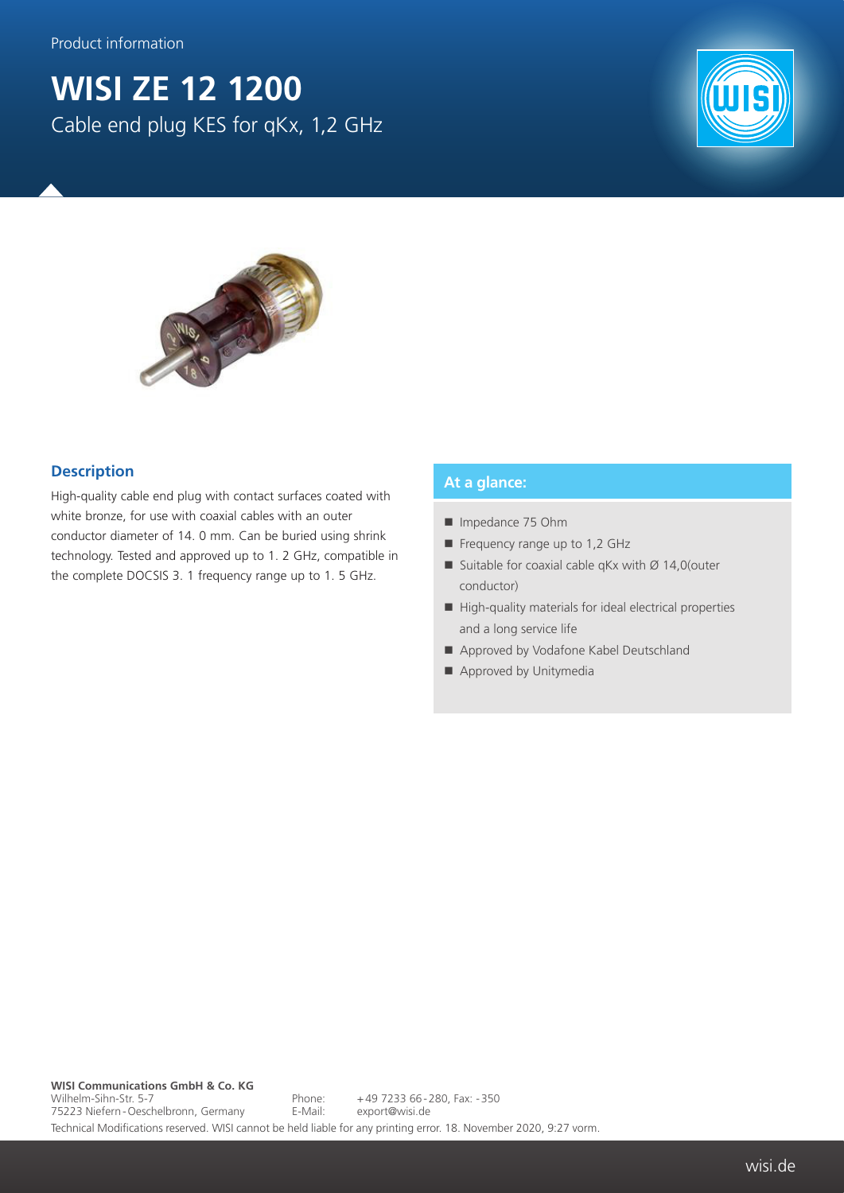Product information

# WISI ZE 12 1200

Cable end plug KES for qKx, 1,2 GHz

## Description

High-quality cable end plug with contact surfaces coated with white bronze, for use with coaxial cables with an outer conductor diameter of 14. 0 mm. Can be buried using shrink technology. Tested and approved up to 1. 2 GHz, compatible in the complete DOCSIS 3. 1 frequency range up to 1. 5 GHz.

## At a glance:

- Impedance 75 Ohm
- Frequency range up to 1,2 GHz
- Suitable for coaxial cable qKx with Ø 14,0(outer conductor)
- High-quality materials for ideal electrical properties and a long service life
- Approved by Vodafone Kabel Deutschland
- Approved by Unitymedia

**WISI Communications GmbH & Co. KG**
Wilhelm-Sihn-Str. 5-7
75223 Niefern - Oeschelbronn, Germany

Phone: +49 7233 66 - 280, Fax: - 350
E-Mail: export@wisi.de

Technical Modifications reserved. WISI cannot be held liable for any printing error. 18. November 2020, 9:27 vorm.

wisi.de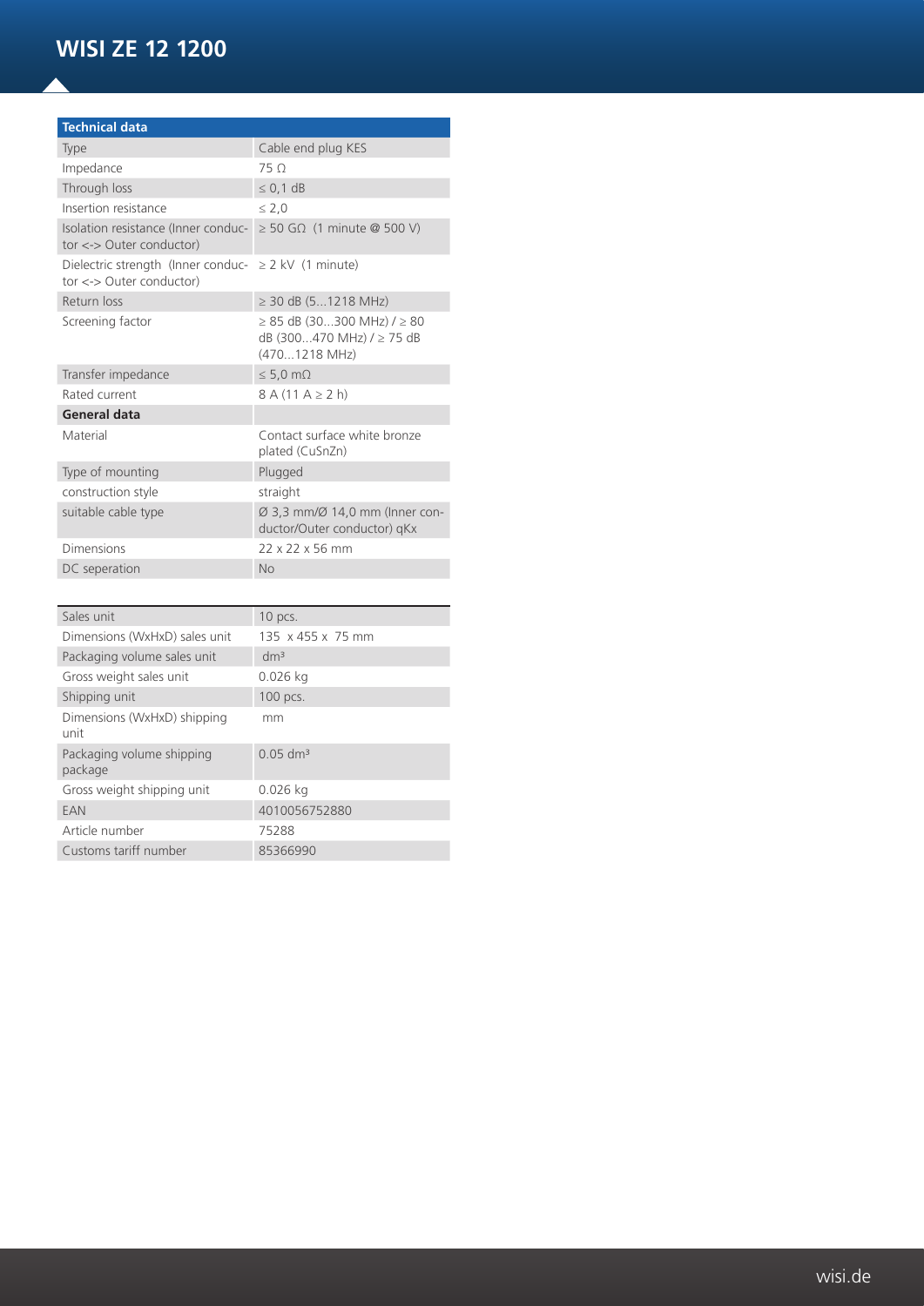# WISI ZE 12 1200

| Technical data | |
|---|---|
| Type | Cable end plug KES |
| Impedance | 75 Ω |
| Through loss | ≤ 0,1 dB |
| Insertion resistance | ≤ 2,0 |
| Isolation resistance (Inner conductor <-> Outer conductor) | ≥ 50 GΩ (1 minute @ 500 V) |
| Dielectric strength (Inner conductor <-> Outer conductor) | ≥ 2 kV (1 minute) |
| Return loss | ≥ 30 dB (5...1218 MHz) |
| Screening factor | ≥ 85 dB (30...300 MHz) / ≥ 80 dB (300...470 MHz) / ≥ 75 dB (470...1218 MHz) |
| Transfer impedance | ≤ 5,0 mΩ |
| Rated current | 8 A (11 A ≥ 2 h) |
| **General data** | |
| Material | Contact surface white bronze plated (CuSnZn) |
| Type of mounting | Plugged |
| construction style | straight |
| suitable cable type | Ø 3,3 mm/Ø 14,0 mm (Inner conductor/Outer conductor) qKx |
| Dimensions | 22 x 22 x 56 mm |
| DC seperation | No |

| | |
|---|---|
| Sales unit | 10 pcs. |
| Dimensions (WxHxD) sales unit | 135 x 455 x 75 mm |
| Packaging volume sales unit | dm³ |
| Gross weight sales unit | 0.026 kg |
| Shipping unit | 100 pcs. |
| Dimensions (WxHxD) shipping unit | mm |
| Packaging volume shipping package | 0.05 dm³ |
| Gross weight shipping unit | 0.026 kg |
| EAN | 4010056752880 |
| Article number | 75288 |
| Customs tariff number | 85366990 |